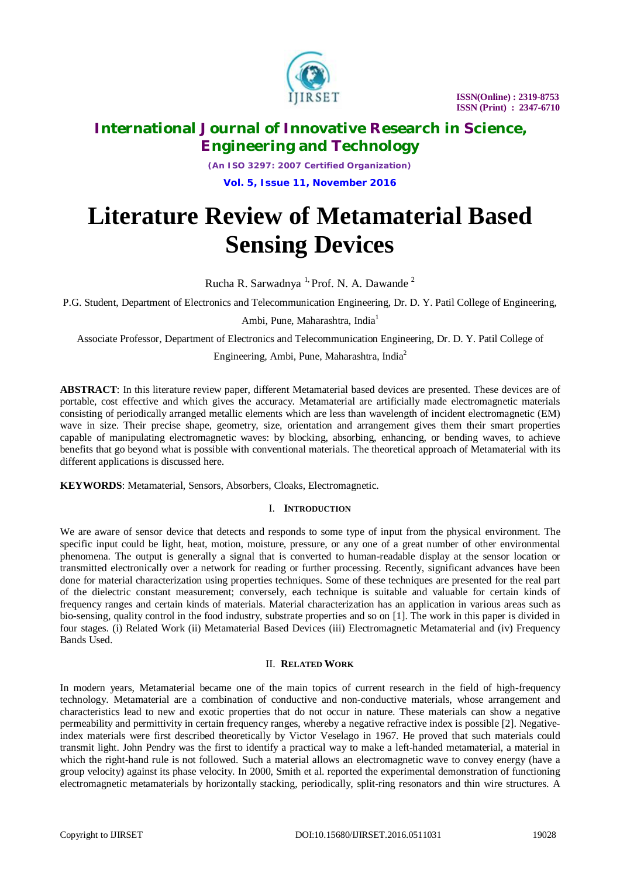# Literature Review of Metamaterial Based Sensing Devices

Rucha R. Sarwadnya [1], Prof. N. A. Dawande [2]

P.G. Student, Department of Electronics and Telecommunication Engineering, Dr. D. Y. Patil College of Engineering, Ambi, Pune, Maharashtra, India[1]

Associate Professor, Department of Electronics and Telecommunication Engineering, Dr. D. Y. Patil College of Engineering, Ambi, Pune, Maharashtra, India[2]

**ABSTRACT**: In this literature review paper, different Metamaterial based devices are presented. These devices are of portable, cost effective and which gives the accuracy. Metamaterial are artificially made electromagnetic materials consisting of periodically arranged metallic elements which are less than wavelength of incident electromagnetic (EM) wave in size. Their precise shape, geometry, size, orientation and arrangement gives them their smart properties capable of manipulating electromagnetic waves: by blocking, absorbing, enhancing, or bending waves, to achieve benefits that go beyond what is possible with conventional materials. The theoretical approach of Metamaterial with its different applications is discussed here.

**KEYWORDS**: Metamaterial, Sensors, Absorbers, Cloaks, Electromagnetic.

## I. Introduction

We are aware of sensor device that detects and responds to some type of input from the physical environment. The specific input could be light, heat, motion, moisture, pressure, or any one of a great number of other environmental phenomena. The output is generally a signal that is converted to human-readable display at the sensor location or transmitted electronically over a network for reading or further processing. Recently, significant advances have been done for material characterization using properties techniques. Some of these techniques are presented for the real part of the dielectric constant measurement; conversely, each technique is suitable and valuable for certain kinds of frequency ranges and certain kinds of materials. Material characterization has an application in various areas such as bio-sensing, quality control in the food industry, substrate properties and so on [1]. The work in this paper is divided in four stages. (i) Related Work (ii) Metamaterial Based Devices (iii) Electromagnetic Metamaterial and (iv) Frequency Bands Used.

## II. Related Work

In modern years, Metamaterial became one of the main topics of current research in the field of high-frequency technology. Metamaterial are a combination of conductive and non-conductive materials, whose arrangement and characteristics lead to new and exotic properties that do not occur in nature. These materials can show a negative permeability and permittivity in certain frequency ranges, whereby a negative refractive index is possible [2]. Negative-index materials were first described theoretically by Victor Veselago in 1967. He proved that such materials could transmit light. John Pendry was the first to identify a practical way to make a left-handed metamaterial, a material in which the right-hand rule is not followed. Such a material allows an electromagnetic wave to convey energy (have a group velocity) against its phase velocity. In 2000, Smith et al. reported the experimental demonstration of functioning electromagnetic metamaterials by horizontally stacking, periodically, split-ring resonators and thin wire structures. A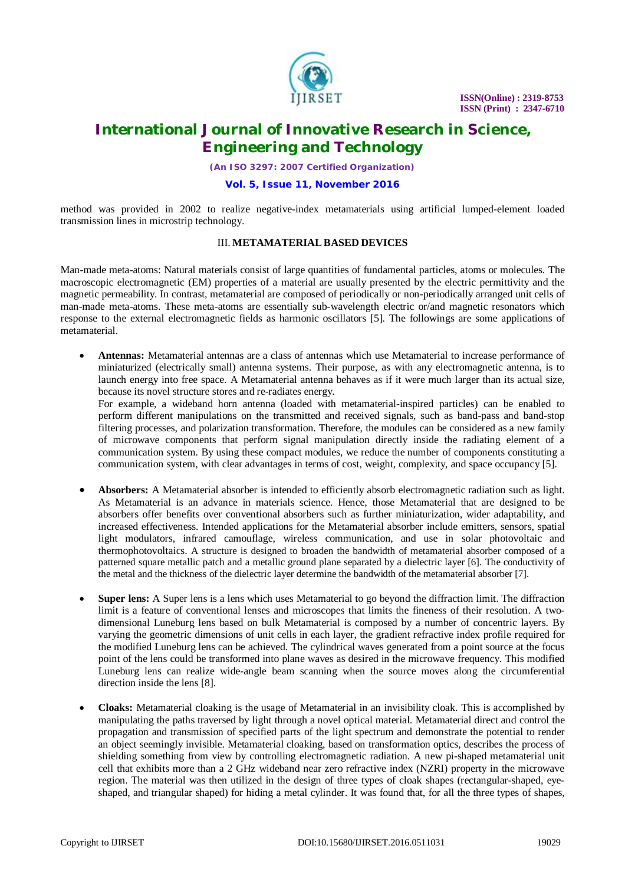method was provided in 2002 to realize negative-index metamaterials using artificial lumped-element loaded transmission lines in microstrip technology.

## III. METAMATERIAL BASED DEVICES

Man-made meta-atoms: Natural materials consist of large quantities of fundamental particles, atoms or molecules. The macroscopic electromagnetic (EM) properties of a material are usually presented by the electric permittivity and the magnetic permeability. In contrast, metamaterial are composed of periodically or non-periodically arranged unit cells of man-made meta-atoms. These meta-atoms are essentially sub-wavelength electric or/and magnetic resonators which response to the external electromagnetic fields as harmonic oscillators [5]. The followings are some applications of metamaterial.

- **Antennas:** Metamaterial antennas are a class of antennas which use Metamaterial to increase performance of miniaturized (electrically small) antenna systems. Their purpose, as with any electromagnetic antenna, is to launch energy into free space. A Metamaterial antenna behaves as if it were much larger than its actual size, because its novel structure stores and re-radiates energy.
  For example, a wideband horn antenna (loaded with metamaterial-inspired particles) can be enabled to perform different manipulations on the transmitted and received signals, such as band-pass and band-stop filtering processes, and polarization transformation. Therefore, the modules can be considered as a new family of microwave components that perform signal manipulation directly inside the radiating element of a communication system. By using these compact modules, we reduce the number of components constituting a communication system, with clear advantages in terms of cost, weight, complexity, and space occupancy [5].

- **Absorbers:** A Metamaterial absorber is intended to efficiently absorb electromagnetic radiation such as light. As Metamaterial is an advance in materials science. Hence, those Metamaterial that are designed to be absorbers offer benefits over conventional absorbers such as further miniaturization, wider adaptability, and increased effectiveness. Intended applications for the Metamaterial absorber include emitters, sensors, spatial light modulators, infrared camouflage, wireless communication, and use in solar photovoltaic and thermophotovoltaics. A structure is designed to broaden the bandwidth of metamaterial absorber composed of a patterned square metallic patch and a metallic ground plane separated by a dielectric layer [6]. The conductivity of the metal and the thickness of the dielectric layer determine the bandwidth of the metamaterial absorber [7].

- **Super lens:** A Super lens is a lens which uses Metamaterial to go beyond the diffraction limit. The diffraction limit is a feature of conventional lenses and microscopes that limits the fineness of their resolution. A two-dimensional Luneburg lens based on bulk Metamaterial is composed by a number of concentric layers. By varying the geometric dimensions of unit cells in each layer, the gradient refractive index profile required for the modified Luneburg lens can be achieved. The cylindrical waves generated from a point source at the focus point of the lens could be transformed into plane waves as desired in the microwave frequency. This modified Luneburg lens can realize wide-angle beam scanning when the source moves along the circumferential direction inside the lens [8].

- **Cloaks:** Metamaterial cloaking is the usage of Metamaterial in an invisibility cloak. This is accomplished by manipulating the paths traversed by light through a novel optical material. Metamaterial direct and control the propagation and transmission of specified parts of the light spectrum and demonstrate the potential to render an object seemingly invisible. Metamaterial cloaking, based on transformation optics, describes the process of shielding something from view by controlling electromagnetic radiation. A new pi-shaped metamaterial unit cell that exhibits more than a 2 GHz wideband near zero refractive index (NZRI) property in the microwave region. The material was then utilized in the design of three types of cloak shapes (rectangular-shaped, eye-shaped, and triangular shaped) for hiding a metal cylinder. It was found that, for all the three types of shapes,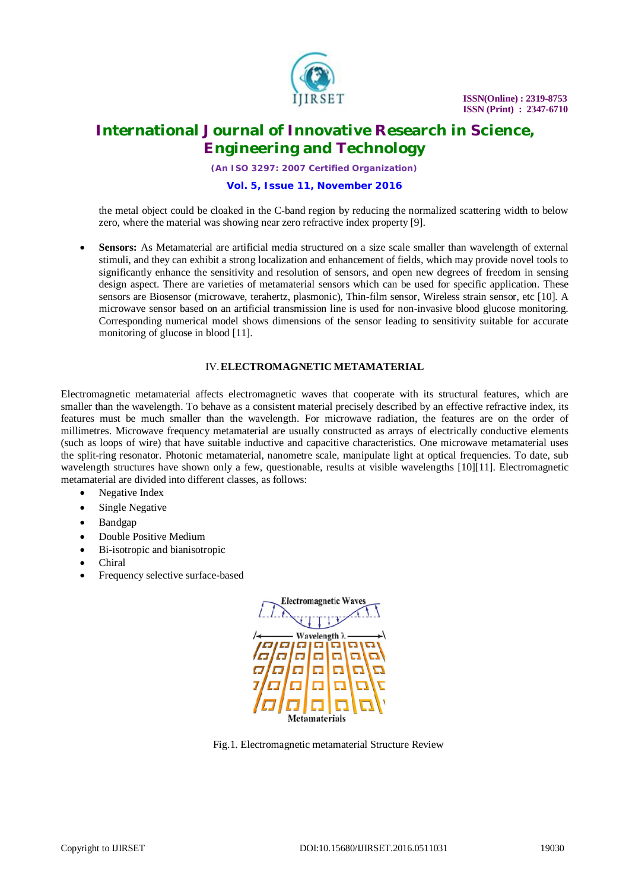the metal object could be cloaked in the C-band region by reducing the normalized scattering width to below zero, where the material was showing near zero refractive index property [9].

- **Sensors:** As Metamaterial are artificial media structured on a size scale smaller than wavelength of external stimuli, and they can exhibit a strong localization and enhancement of fields, which may provide novel tools to significantly enhance the sensitivity and resolution of sensors, and open new degrees of freedom in sensing design aspect. There are varieties of metamaterial sensors which can be used for specific application. These sensors are Biosensor (microwave, terahertz, plasmonic), Thin-film sensor, Wireless strain sensor, etc [10]. A microwave sensor based on an artificial transmission line is used for non-invasive blood glucose monitoring. Corresponding numerical model shows dimensions of the sensor leading to sensitivity suitable for accurate monitoring of glucose in blood [11].

## IV. ELECTROMAGNETIC METAMATERIAL

Electromagnetic metamaterial affects electromagnetic waves that cooperate with its structural features, which are smaller than the wavelength. To behave as a consistent material precisely described by an effective refractive index, its features must be much smaller than the wavelength. For microwave radiation, the features are on the order of millimetres. Microwave frequency metamaterial are usually constructed as arrays of electrically conductive elements (such as loops of wire) that have suitable inductive and capacitive characteristics. One microwave metamaterial uses the split-ring resonator. Photonic metamaterial, nanometre scale, manipulate light at optical frequencies. To date, sub wavelength structures have shown only a few, questionable, results at visible wavelengths [10][11]. Electromagnetic metamaterial are divided into different classes, as follows:

- Negative Index
- Single Negative
- Bandgap
- Double Positive Medium
- Bi-isotropic and bianisotropic
- Chiral
- Frequency selective surface-based

Fig.1. Electromagnetic metamaterial Structure Review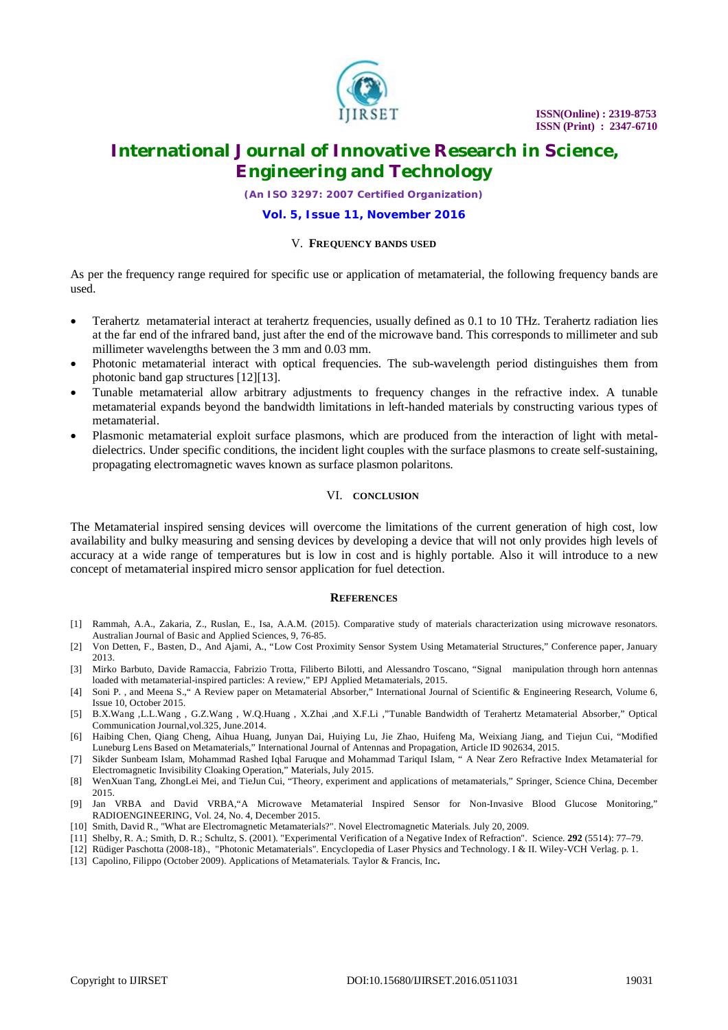## V. FREQUENCY BANDS USED

As per the frequency range required for specific use or application of metamaterial, the following frequency bands are used.

- Terahertz metamaterial interact at terahertz frequencies, usually defined as 0.1 to 10 THz. Terahertz radiation lies at the far end of the infrared band, just after the end of the microwave band. This corresponds to millimeter and sub millimeter wavelengths between the 3 mm and 0.03 mm.
- Photonic metamaterial interact with optical frequencies. The sub-wavelength period distinguishes them from photonic band gap structures [12][13].
- Tunable metamaterial allow arbitrary adjustments to frequency changes in the refractive index. A tunable metamaterial expands beyond the bandwidth limitations in left-handed materials by constructing various types of metamaterial.
- Plasmonic metamaterial exploit surface plasmons, which are produced from the interaction of light with metal-dielectrics. Under specific conditions, the incident light couples with the surface plasmons to create self-sustaining, propagating electromagnetic waves known as surface plasmon polaritons.

## VI. CONCLUSION

The Metamaterial inspired sensing devices will overcome the limitations of the current generation of high cost, low availability and bulky measuring and sensing devices by developing a device that will not only provides high levels of accuracy at a wide range of temperatures but is low in cost and is highly portable. Also it will introduce to a new concept of metamaterial inspired micro sensor application for fuel detection.

## REFERENCES

[1] Rammah, A.A., Zakaria, Z., Ruslan, E., Isa, A.A.M. (2015). Comparative study of materials characterization using microwave resonators. Australian Journal of Basic and Applied Sciences, 9, 76-85.

[2] Von Detten, F., Basten, D., And Ajami, A., "Low Cost Proximity Sensor System Using Metamaterial Structures," Conference paper, January 2013.

[3] Mirko Barbuto, Davide Ramaccia, Fabrizio Trotta, Filiberto Bilotti, and Alessandro Toscano, "Signal manipulation through horn antennas loaded with metamaterial-inspired particles: A review," EPJ Applied Metamaterials, 2015.

[4] Soni P. , and Meena S.," A Review paper on Metamaterial Absorber," International Journal of Scientific & Engineering Research, Volume 6, Issue 10, October 2015.

[5] B.X.Wang ,L.L.Wang , G.Z.Wang , W.Q.Huang , X.Zhai ,and X.F.Li ,"Tunable Bandwidth of Terahertz Metamaterial Absorber," Optical Communication Journal,vol.325, June.2014.

[6] Haibing Chen, Qiang Cheng, Aihua Huang, Junyan Dai, Huiying Lu, Jie Zhao, Huifeng Ma, Weixiang Jiang, and Tiejun Cui, "Modified Luneburg Lens Based on Metamaterials," International Journal of Antennas and Propagation, Article ID 902634, 2015.

[7] Sikder Sunbeam Islam, Mohammad Rashed Iqbal Faruque and Mohammad Tariqul Islam, " A Near Zero Refractive Index Metamaterial for Electromagnetic Invisibility Cloaking Operation," Materials, July 2015.

[8] WenXuan Tang, ZhongLei Mei, and TieJun Cui, "Theory, experiment and applications of metamaterials," Springer, Science China, December 2015.

[9] Jan VRBA and David VRBA,"A Microwave Metamaterial Inspired Sensor for Non-Invasive Blood Glucose Monitoring," RADIOENGINEERING, Vol. 24, No. 4, December 2015.

[10] Smith, David R., "What are Electromagnetic Metamaterials?". Novel Electromagnetic Materials. July 20, 2009.

[11] Shelby, R. A.; Smith, D. R.; Schultz, S. (2001). "Experimental Verification of a Negative Index of Refraction". Science. **292** (5514): 77–79.

[12] Rüdiger Paschotta (2008-18)., "Photonic Metamaterials". Encyclopedia of Laser Physics and Technology. I & II. Wiley-VCH Verlag. p. 1.

[13] Capolino, Filippo (October 2009). Applications of Metamaterials. Taylor & Francis, Inc.